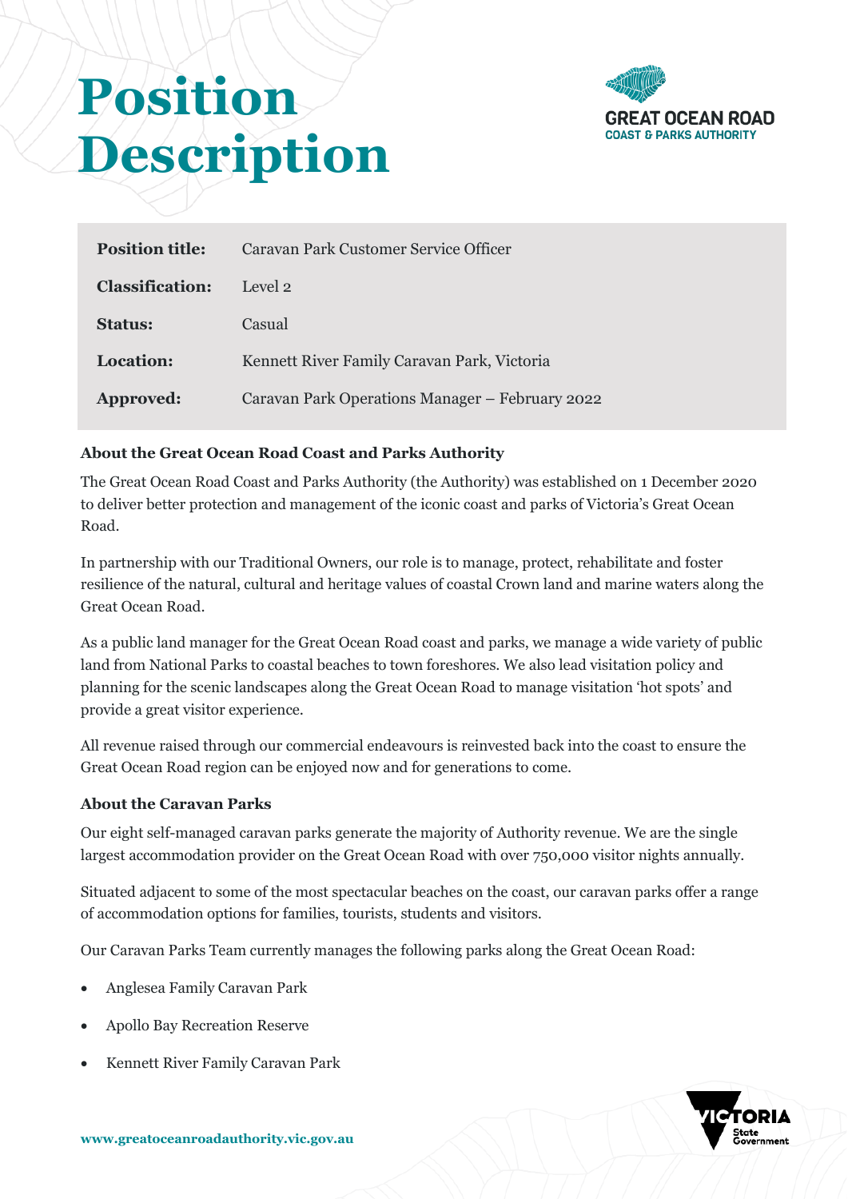# Position Description

| | |
|---|---|
| **Position title:** | Caravan Park Customer Service Officer |
| **Classification:** | Level 2 |
| **Status:** | Casual |
| **Location:** | Kennett River Family Caravan Park, Victoria |
| **Approved:** | Caravan Park Operations Manager – February 2022 |

### About the Great Ocean Road Coast and Parks Authority

The Great Ocean Road Coast and Parks Authority (the Authority) was established on 1 December 2020 to deliver better protection and management of the iconic coast and parks of Victoria's Great Ocean Road.

In partnership with our Traditional Owners, our role is to manage, protect, rehabilitate and foster resilience of the natural, cultural and heritage values of coastal Crown land and marine waters along the Great Ocean Road.

As a public land manager for the Great Ocean Road coast and parks, we manage a wide variety of public land from National Parks to coastal beaches to town foreshores. We also lead visitation policy and planning for the scenic landscapes along the Great Ocean Road to manage visitation 'hot spots' and provide a great visitor experience.

All revenue raised through our commercial endeavours is reinvested back into the coast to ensure the Great Ocean Road region can be enjoyed now and for generations to come.

### About the Caravan Parks

Our eight self-managed caravan parks generate the majority of Authority revenue. We are the single largest accommodation provider on the Great Ocean Road with over 750,000 visitor nights annually.

Situated adjacent to some of the most spectacular beaches on the coast, our caravan parks offer a range of accommodation options for families, tourists, students and visitors.

Our Caravan Parks Team currently manages the following parks along the Great Ocean Road:

- Anglesea Family Caravan Park
- Apollo Bay Recreation Reserve
- Kennett River Family Caravan Park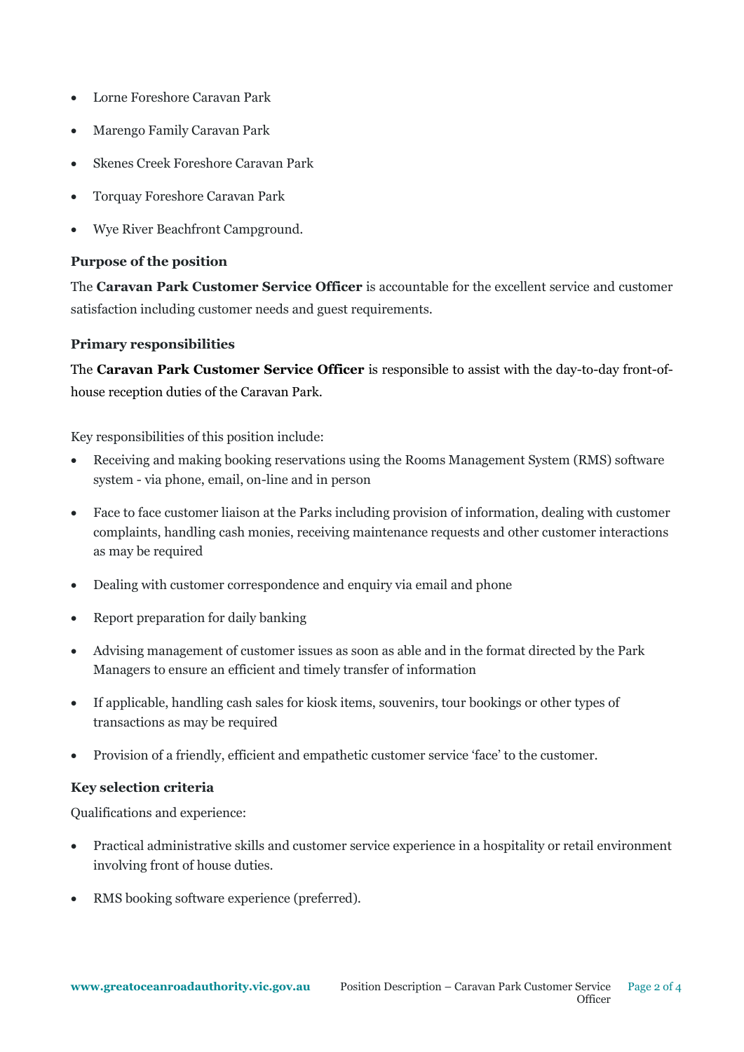- Lorne Foreshore Caravan Park
- Marengo Family Caravan Park
- Skenes Creek Foreshore Caravan Park
- Torquay Foreshore Caravan Park
- Wye River Beachfront Campground.

### Purpose of the position

The **Caravan Park Customer Service Officer** is accountable for the excellent service and customer satisfaction including customer needs and guest requirements.

### Primary responsibilities

The **Caravan Park Customer Service Officer** is responsible to assist with the day-to-day front-of-house reception duties of the Caravan Park.

Key responsibilities of this position include:

- Receiving and making booking reservations using the Rooms Management System (RMS) software system - via phone, email, on-line and in person
- Face to face customer liaison at the Parks including provision of information, dealing with customer complaints, handling cash monies, receiving maintenance requests and other customer interactions as may be required
- Dealing with customer correspondence and enquiry via email and phone
- Report preparation for daily banking
- Advising management of customer issues as soon as able and in the format directed by the Park Managers to ensure an efficient and timely transfer of information
- If applicable, handling cash sales for kiosk items, souvenirs, tour bookings or other types of transactions as may be required
- Provision of a friendly, efficient and empathetic customer service 'face' to the customer.

### Key selection criteria

Qualifications and experience:

- Practical administrative skills and customer service experience in a hospitality or retail environment involving front of house duties.
- RMS booking software experience (preferred).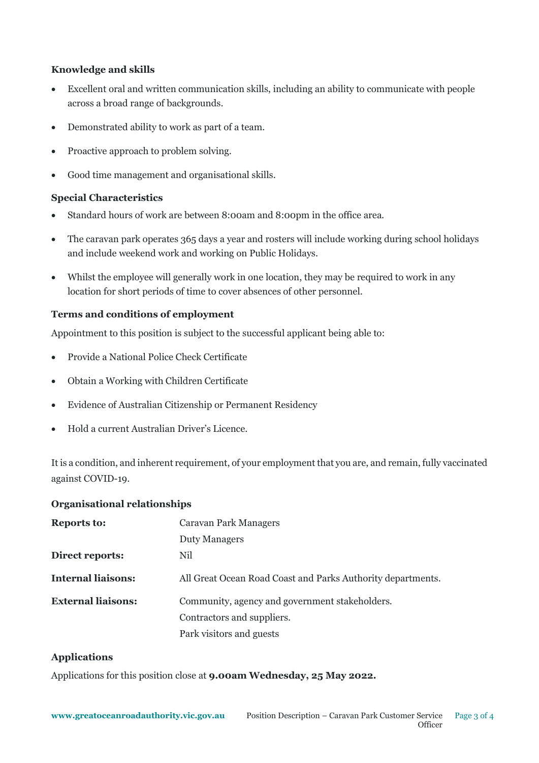### Knowledge and skills

- Excellent oral and written communication skills, including an ability to communicate with people across a broad range of backgrounds.
- Demonstrated ability to work as part of a team.
- Proactive approach to problem solving.
- Good time management and organisational skills.

### Special Characteristics

- Standard hours of work are between 8:00am and 8:00pm in the office area.
- The caravan park operates 365 days a year and rosters will include working during school holidays and include weekend work and working on Public Holidays.
- Whilst the employee will generally work in one location, they may be required to work in any location for short periods of time to cover absences of other personnel.

### Terms and conditions of employment

Appointment to this position is subject to the successful applicant being able to:

- Provide a National Police Check Certificate
- Obtain a Working with Children Certificate
- Evidence of Australian Citizenship or Permanent Residency
- Hold a current Australian Driver's Licence.

It is a condition, and inherent requirement, of your employment that you are, and remain, fully vaccinated against COVID-19.

### Organisational relationships

| | |
|---|---|
| **Reports to:** | Caravan Park Managers<br>Duty Managers |
| **Direct reports:** | Nil |
| **Internal liaisons:** | All Great Ocean Road Coast and Parks Authority departments. |
| **External liaisons:** | Community, agency and government stakeholders.<br>Contractors and suppliers.<br>Park visitors and guests |

### Applications

Applications for this position close at **9.00am Wednesday, 25 May 2022.**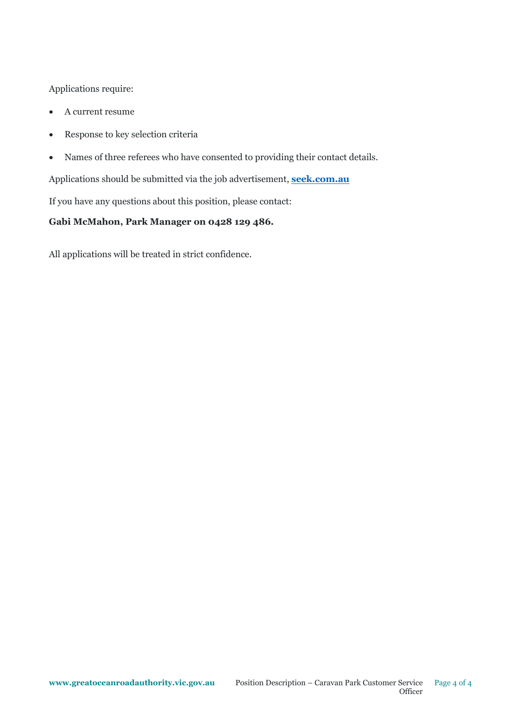Applications require:

- A current resume
- Response to key selection criteria
- Names of three referees who have consented to providing their contact details.

Applications should be submitted via the job advertisement, **[seek.com.au](seek.com.au)**

If you have any questions about this position, please contact:

**Gabi McMahon, Park Manager on 0428 129 486.**

All applications will be treated in strict confidence.